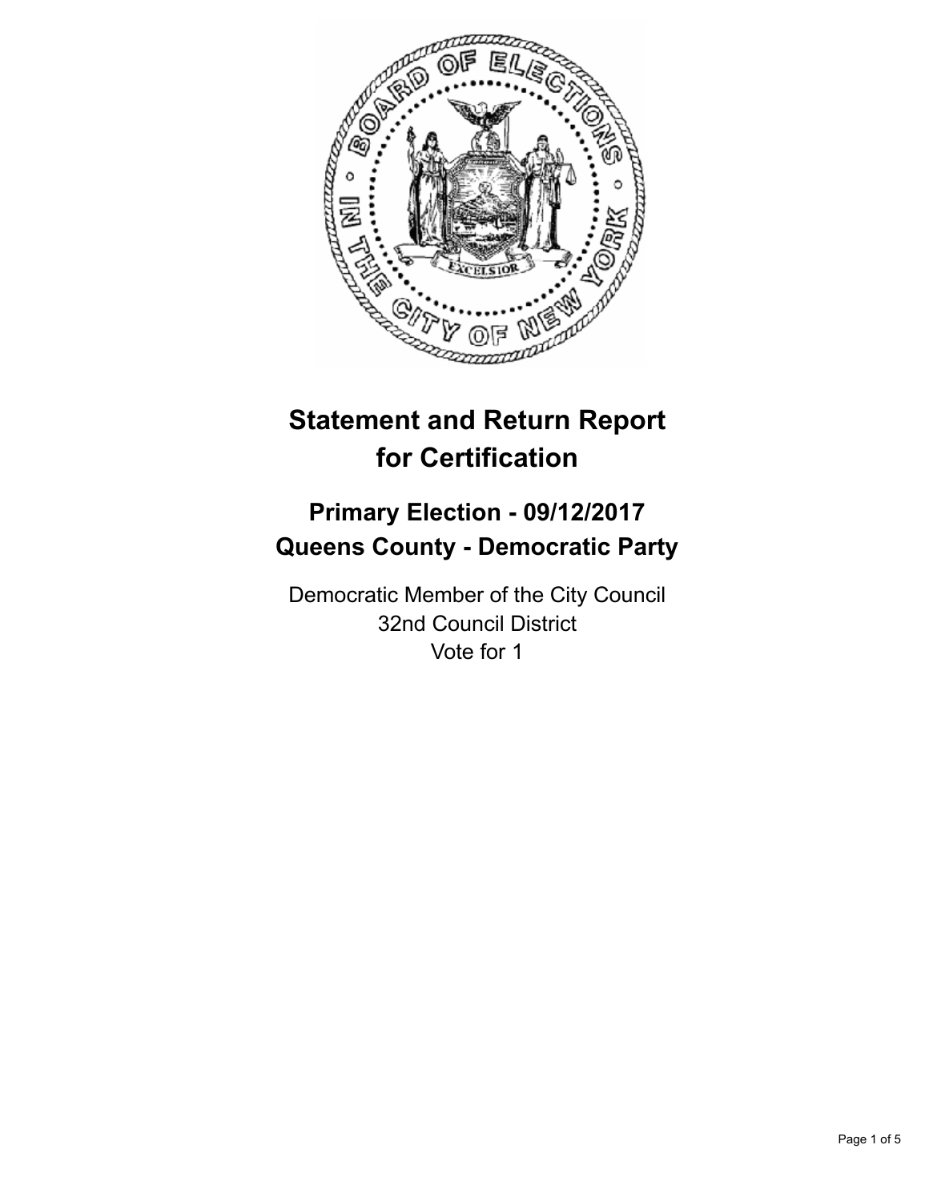# Statement and Return Report for Certification

## Primary Election - 09/12/2017
## Queens County - Democratic Party

Democratic Member of the City Council
32nd Council District
Vote for 1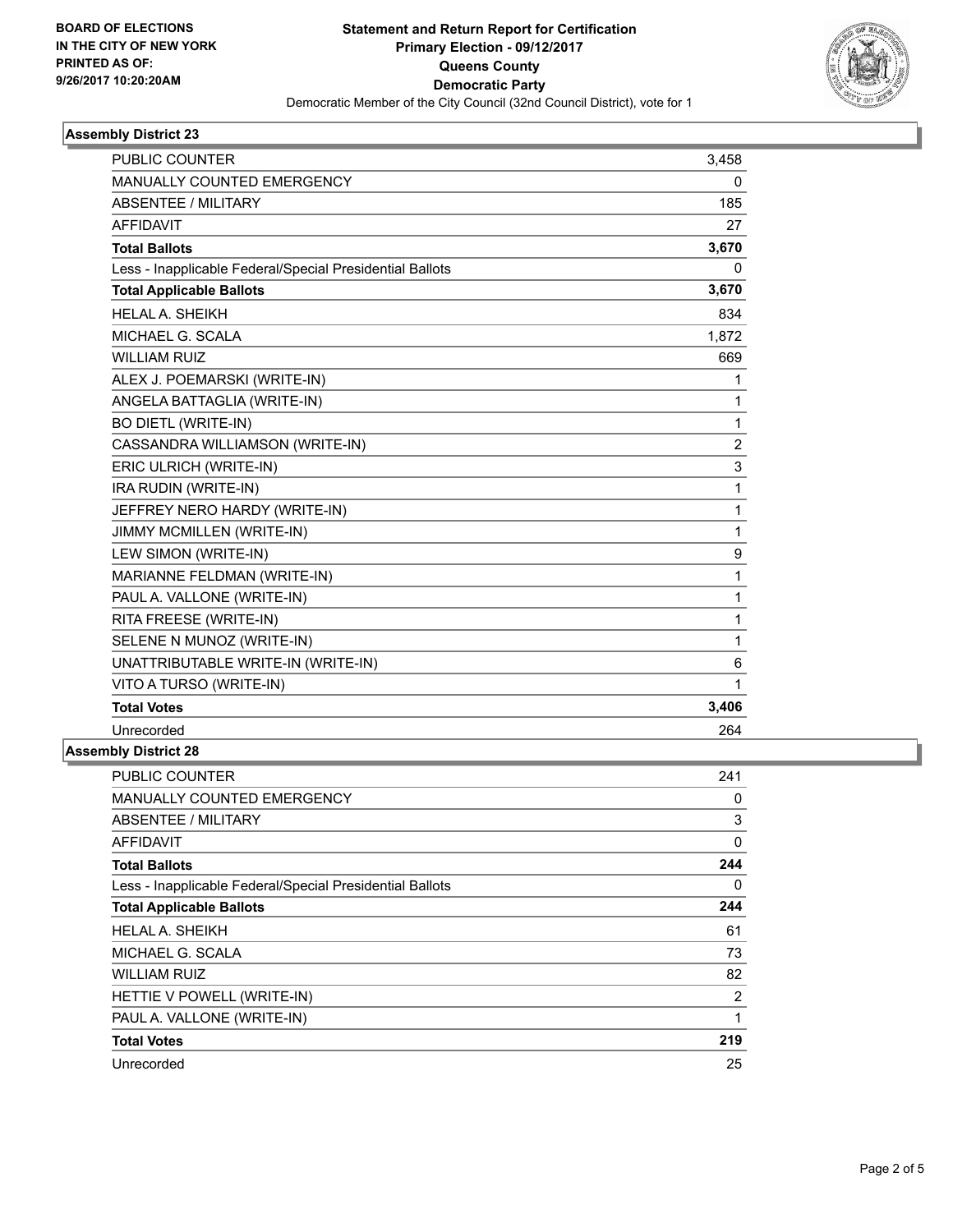**BOARD OF ELECTIONS IN THE CITY OF NEW YORK PRINTED AS OF: 9/26/2017 10:20:20AM**

# Statement and Return Report for Certification
## Primary Election - 09/12/2017
## Queens County
## Democratic Party
Democratic Member of the City Council (32nd Council District), vote for 1

### Assembly District 23

| | |
|---|---|
| PUBLIC COUNTER | 3,458 |
| MANUALLY COUNTED EMERGENCY | 0 |
| ABSENTEE / MILITARY | 185 |
| AFFIDAVIT | 27 |
| **Total Ballots** | **3,670** |
| Less - Inapplicable Federal/Special Presidential Ballots | 0 |
| **Total Applicable Ballots** | **3,670** |
| HELAL A. SHEIKH | 834 |
| MICHAEL G. SCALA | 1,872 |
| WILLIAM RUIZ | 669 |
| ALEX J. POEMARSKI (WRITE-IN) | 1 |
| ANGELA BATTAGLIA (WRITE-IN) | 1 |
| BO DIETL (WRITE-IN) | 1 |
| CASSANDRA WILLIAMSON (WRITE-IN) | 2 |
| ERIC ULRICH (WRITE-IN) | 3 |
| IRA RUDIN (WRITE-IN) | 1 |
| JEFFREY NERO HARDY (WRITE-IN) | 1 |
| JIMMY MCMILLEN (WRITE-IN) | 1 |
| LEW SIMON (WRITE-IN) | 9 |
| MARIANNE FELDMAN (WRITE-IN) | 1 |
| PAUL A. VALLONE (WRITE-IN) | 1 |
| RITA FREESE (WRITE-IN) | 1 |
| SELENE N MUNOZ (WRITE-IN) | 1 |
| UNATTRIBUTABLE WRITE-IN (WRITE-IN) | 6 |
| VITO A TURSO (WRITE-IN) | 1 |
| **Total Votes** | **3,406** |
| Unrecorded | 264 |

### Assembly District 28

| | |
|---|---|
| PUBLIC COUNTER | 241 |
| MANUALLY COUNTED EMERGENCY | 0 |
| ABSENTEE / MILITARY | 3 |
| AFFIDAVIT | 0 |
| **Total Ballots** | **244** |
| Less - Inapplicable Federal/Special Presidential Ballots | 0 |
| **Total Applicable Ballots** | **244** |
| HELAL A. SHEIKH | 61 |
| MICHAEL G. SCALA | 73 |
| WILLIAM RUIZ | 82 |
| HETTIE V POWELL (WRITE-IN) | 2 |
| PAUL A. VALLONE (WRITE-IN) | 1 |
| **Total Votes** | **219** |
| Unrecorded | 25 |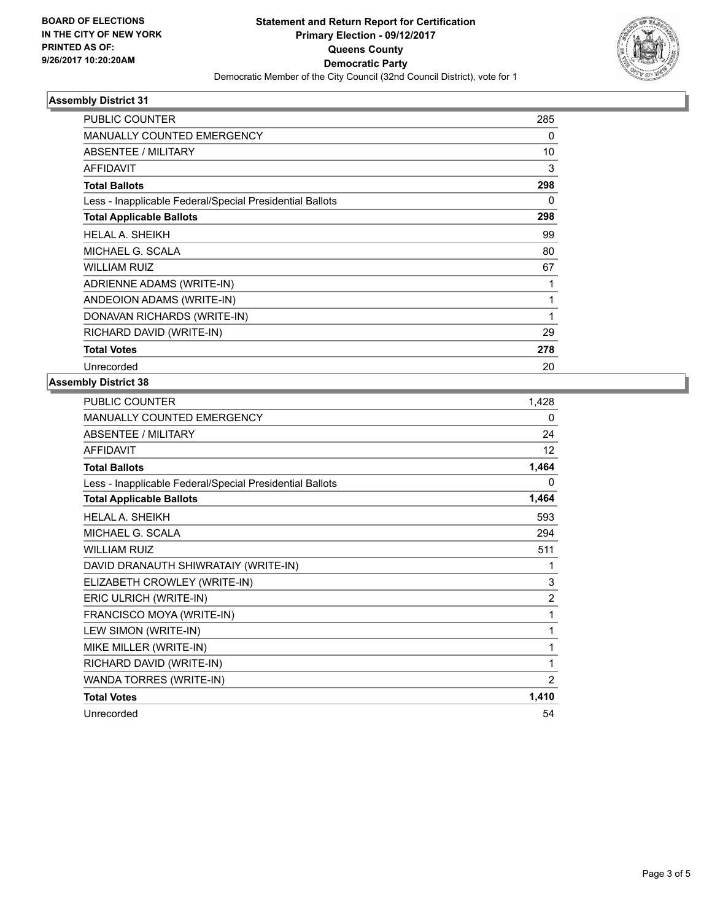**BOARD OF ELECTIONS IN THE CITY OF NEW YORK PRINTED AS OF: 9/26/2017 10:20:20AM**

# Statement and Return Report for Certification
## Primary Election - 09/12/2017
## Queens County
## Democratic Party
Democratic Member of the City Council (32nd Council District), vote for 1

### Assembly District 31

| | |
|---|---|
| PUBLIC COUNTER | 285 |
| MANUALLY COUNTED EMERGENCY | 0 |
| ABSENTEE / MILITARY | 10 |
| AFFIDAVIT | 3 |
| **Total Ballots** | **298** |
| Less - Inapplicable Federal/Special Presidential Ballots | 0 |
| **Total Applicable Ballots** | **298** |
| HELAL A. SHEIKH | 99 |
| MICHAEL G. SCALA | 80 |
| WILLIAM RUIZ | 67 |
| ADRIENNE ADAMS (WRITE-IN) | 1 |
| ANDEOION ADAMS (WRITE-IN) | 1 |
| DONAVAN RICHARDS (WRITE-IN) | 1 |
| RICHARD DAVID (WRITE-IN) | 29 |
| **Total Votes** | **278** |
| Unrecorded | 20 |

### Assembly District 38

| | |
|---|---|
| PUBLIC COUNTER | 1,428 |
| MANUALLY COUNTED EMERGENCY | 0 |
| ABSENTEE / MILITARY | 24 |
| AFFIDAVIT | 12 |
| **Total Ballots** | **1,464** |
| Less - Inapplicable Federal/Special Presidential Ballots | 0 |
| **Total Applicable Ballots** | **1,464** |
| HELAL A. SHEIKH | 593 |
| MICHAEL G. SCALA | 294 |
| WILLIAM RUIZ | 511 |
| DAVID DRANAUTH SHIWRATAIY (WRITE-IN) | 1 |
| ELIZABETH CROWLEY (WRITE-IN) | 3 |
| ERIC ULRICH (WRITE-IN) | 2 |
| FRANCISCO MOYA (WRITE-IN) | 1 |
| LEW SIMON (WRITE-IN) | 1 |
| MIKE MILLER (WRITE-IN) | 1 |
| RICHARD DAVID (WRITE-IN) | 1 |
| WANDA TORRES (WRITE-IN) | 2 |
| **Total Votes** | **1,410** |
| Unrecorded | 54 |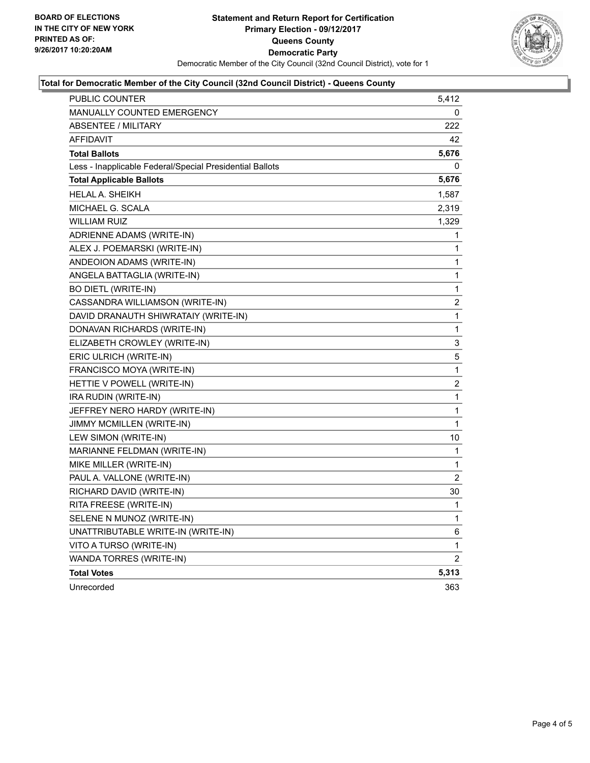**BOARD OF ELECTIONS**
**IN THE CITY OF NEW YORK**
**PRINTED AS OF:**
**9/26/2017 10:20:20AM**

# Statement and Return Report for Certification
## Primary Election - 09/12/2017
## Queens County
## Democratic Party

Democratic Member of the City Council (32nd Council District), vote for 1

### Total for Democratic Member of the City Council (32nd Council District) - Queens County

| | |
|---|---|
| PUBLIC COUNTER | 5,412 |
| MANUALLY COUNTED EMERGENCY | 0 |
| ABSENTEE / MILITARY | 222 |
| AFFIDAVIT | 42 |
| **Total Ballots** | **5,676** |
| Less - Inapplicable Federal/Special Presidential Ballots | 0 |
| **Total Applicable Ballots** | **5,676** |
| HELAL A. SHEIKH | 1,587 |
| MICHAEL G. SCALA | 2,319 |
| WILLIAM RUIZ | 1,329 |
| ADRIENNE ADAMS (WRITE-IN) | 1 |
| ALEX J. POEMARSKI (WRITE-IN) | 1 |
| ANDEOION ADAMS (WRITE-IN) | 1 |
| ANGELA BATTAGLIA (WRITE-IN) | 1 |
| BO DIETL (WRITE-IN) | 1 |
| CASSANDRA WILLIAMSON (WRITE-IN) | 2 |
| DAVID DRANAUTH SHIWRATAIY (WRITE-IN) | 1 |
| DONAVAN RICHARDS (WRITE-IN) | 1 |
| ELIZABETH CROWLEY (WRITE-IN) | 3 |
| ERIC ULRICH (WRITE-IN) | 5 |
| FRANCISCO MOYA (WRITE-IN) | 1 |
| HETTIE V POWELL (WRITE-IN) | 2 |
| IRA RUDIN (WRITE-IN) | 1 |
| JEFFREY NERO HARDY (WRITE-IN) | 1 |
| JIMMY MCMILLEN (WRITE-IN) | 1 |
| LEW SIMON (WRITE-IN) | 10 |
| MARIANNE FELDMAN (WRITE-IN) | 1 |
| MIKE MILLER (WRITE-IN) | 1 |
| PAUL A. VALLONE (WRITE-IN) | 2 |
| RICHARD DAVID (WRITE-IN) | 30 |
| RITA FREESE (WRITE-IN) | 1 |
| SELENE N MUNOZ (WRITE-IN) | 1 |
| UNATTRIBUTABLE WRITE-IN (WRITE-IN) | 6 |
| VITO A TURSO (WRITE-IN) | 1 |
| WANDA TORRES (WRITE-IN) | 2 |
| **Total Votes** | **5,313** |
| Unrecorded | 363 |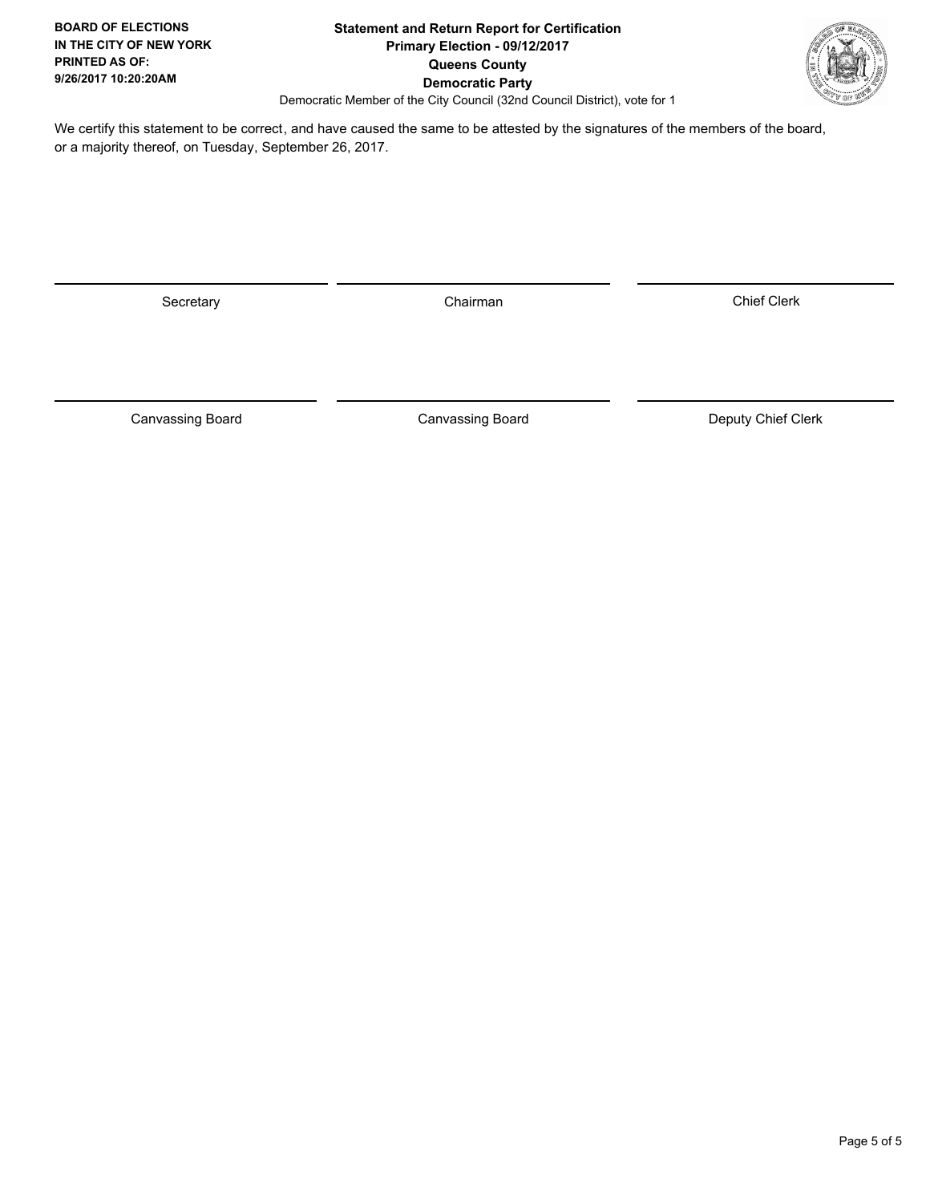**BOARD OF ELECTIONS**
**IN THE CITY OF NEW YORK**
**PRINTED AS OF:**
**9/26/2017 10:20:20AM**

**Statement and Return Report for Certification**
**Primary Election - 09/12/2017**
**Queens County**
**Democratic Party**
Democratic Member of the City Council (32nd Council District), vote for 1

We certify this statement to be correct, and have caused the same to be attested by the signatures of the members of the board, or a majority thereof, on Tuesday, September 26, 2017.

| | | |
|---|---|---|
| Secretary | Chairman | Chief Clerk |
| Canvassing Board | Canvassing Board | Deputy Chief Clerk |